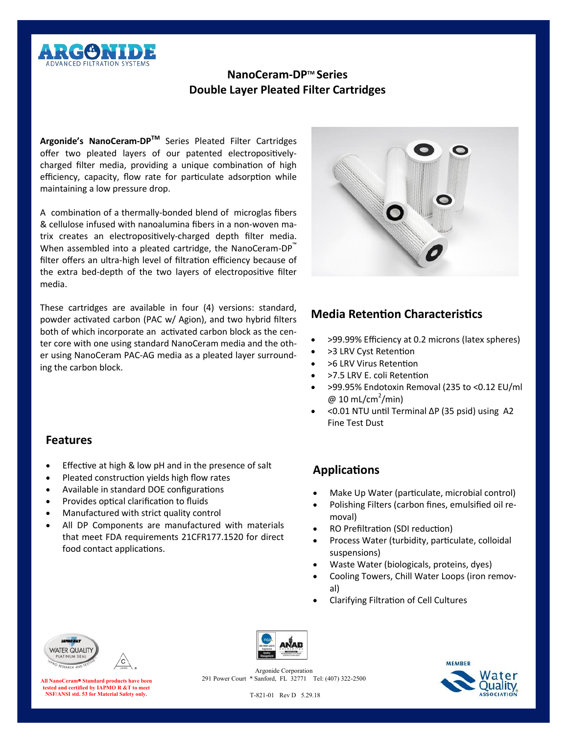ARGONIDE
ADVANCED FILTRATION SYSTEMS

# NanoCeram-DP™ Series
# Double Layer Pleated Filter Cartridges

**Argonide's NanoCeram-DP™** Series Pleated Filter Cartridges offer two pleated layers of our patented electropositively-charged filter media, providing a unique combination of high efficiency, capacity, flow rate for particulate adsorption while maintaining a low pressure drop.

A combination of a thermally-bonded blend of microglas fibers & cellulose infused with nanoalumina fibers in a non-woven matrix creates an electropositively-charged depth filter media. When assembled into a pleated cartridge, the NanoCeram-DP™ filter offers an ultra-high level of filtration efficiency because of the extra bed-depth of the two layers of electropositive filter media.

These cartridges are available in four (4) versions: standard, powder activated carbon (PAC w/ Agion), and two hybrid filters both of which incorporate an activated carbon block as the center core with one using standard NanoCeram media and the other using NanoCeram PAC-AG media as a pleated layer surrounding the carbon block.

## Media Retention Characteristics

- >99.99% Efficiency at 0.2 microns (latex spheres)
- >3 LRV Cyst Retention
- >6 LRV Virus Retention
- >7.5 LRV E. coli Retention
- >99.95% Endotoxin Removal (235 to <0.12 EU/ml @ 10 mL/cm$^2$/min)
- <0.01 NTU until Terminal ΔP (35 psid) using A2 Fine Test Dust

## Features

- Effective at high & low pH and in the presence of salt
- Pleated construction yields high flow rates
- Available in standard DOE configurations
- Provides optical clarification to fluids
- Manufactured with strict quality control
- All DP Components are manufactured with materials that meet FDA requirements 21CFR177.1520 for direct food contact applications.

## Applications

- Make Up Water (particulate, microbial control)
- Polishing Filters (carbon fines, emulsified oil removal)
- RO Prefiltration (SDI reduction)
- Process Water (turbidity, particulate, colloidal suspensions)
- Waste Water (biologicals, proteins, dyes)
- Cooling Towers, Chill Water Loops (iron removal)
- Clarifying Filtration of Cell Cultures

**All NanoCeram® Standard products have been tested and certified by IAPMO R &T to meet NSF/ANSI std. 53 for Material Safety only.**

Argonide Corporation
291 Power Court * Sanford, FL 32771 Tel: (407) 322-2500

T-821-01 Rev D 5.29.18

MEMBER Water Quality Association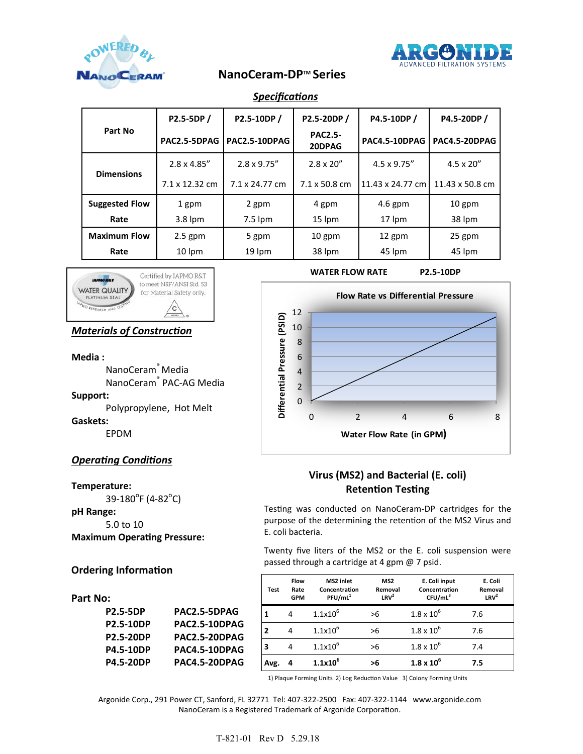POWERED BY NANOCERAM

ARGONIDE ADVANCED FILTRATION SYSTEMS

# NanoCeram-DP™ Series

## *Specifications*

| Part No | P2.5-5DP / PAC2.5-5DPAG | P2.5-10DP / PAC2.5-10DPAG | P2.5-20DP / PAC2.5-20DPAG | P4.5-10DP / PAC4.5-10DPAG | P4.5-20DP / PAC4.5-20DPAG |
|---|---|---|---|---|---|
| Dimensions | 2.8 x 4.85" 7.1 x 12.32 cm | 2.8 x 9.75" 7.1 x 24.77 cm | 2.8 x 20" 7.1 x 50.8 cm | 4.5 x 9.75" 11.43 x 24.77 cm | 4.5 x 20" 11.43 x 50.8 cm |
| Suggested Flow Rate | 1 gpm 3.8 lpm | 2 gpm 7.5 lpm | 4 gpm 15 lpm | 4.6 gpm 17 lpm | 10 gpm 38 lpm |
| Maximum Flow Rate | 2.5 gpm 10 lpm | 5 gpm 19 lpm | 10 gpm 38 lpm | 12 gpm 45 lpm | 25 gpm 45 lpm |

IAPMO R&T WATER QUALITY PLATINUM SEAL — Certified by IAPMO R&T to meet NSF/ANSI Std. 53 for Material Safety only.

## *Materials of Construction*

**Media :**

NanoCeram® Media
NanoCeram® PAC-AG Media

**Support:**

Polypropylene, Hot Melt

**Gaskets:**

EPDM

## *Operating Conditions*

**Temperature:**

39-180°F (4-82°C)

**pH Range:**

5.0 to 10

**Maximum Operating Pressure:**

## Ordering Information

**Part No:**

| | |
|---|---|
| **P2.5-5DP** | **PAC2.5-5DPAG** |
| **P2.5-10DP** | **PAC2.5-10DPAG** |
| **P2.5-20DP** | **PAC2.5-20DPAG** |
| **P4.5-10DP** | **PAC4.5-10DPAG** |
| **P4.5-20DP** | **PAC4.5-20DPAG** |

**WATER FLOW RATE P2.5-10DP**

Flow Rate vs Differential Pressure

Differential Pressure (PSID)

0 2 4 6 8 10 12

0 2 4 6 8

Water Flow Rate (in GPM)

## Virus (MS2) and Bacterial (E. coli) Retention Testing

Testing was conducted on NanoCeram-DP cartridges for the purpose of the determining the retention of the MS2 Virus and E. coli bacteria.

Twenty five liters of the MS2 or the E. coli suspension were passed through a cartridge at 4 gpm @ 7 psid.

| Test | Flow Rate GPM | MS2 inlet Concentration PFU/mL[1] | MS2 Removal LRV[2] | E. Coli input Concentration CFU/mL[3] | E. Coli Removal LRV[2] |
|---|---|---|---|---|---|
| 1 | 4 | $1.1x10^6$ | >6 | $1.8 \times 10^6$ | 7.6 |
| 2 | 4 | $1.1x10^6$ | >6 | $1.8 \times 10^6$ | 7.6 |
| 3 | 4 | $1.1x10^6$ | >6 | $1.8 \times 10^6$ | 7.4 |
| **Avg.** | **4** | **$1.1x10^6$** | **>6** | **$1.8 \times 10^6$** | **7.5** |

1) Plaque Forming Units 2) Log Reduction Value 3) Colony Forming Units

Argonide Corp., 291 Power CT, Sanford, FL 32771 Tel: 407-322-2500 Fax: 407-322-1144 www.argonide.com
NanoCeram is a Registered Trademark of Argonide Corporation.

T-821-01 Rev D 5.29.18